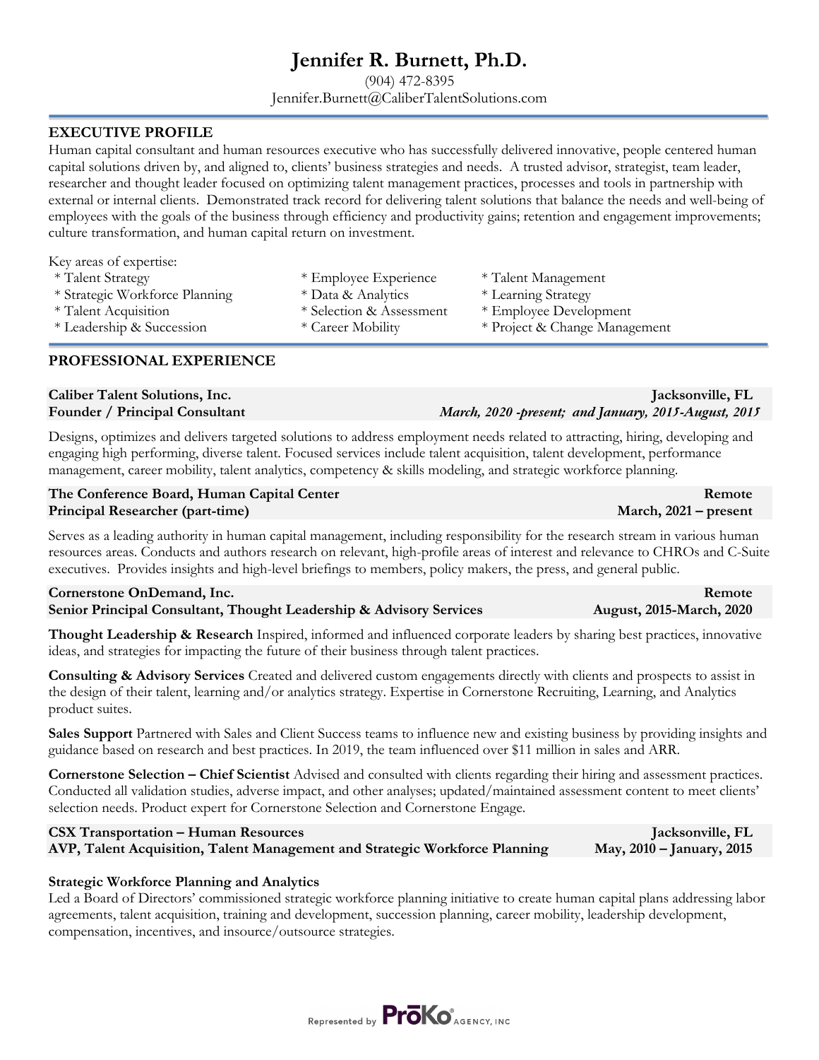# Jennifer R. Burnett, Ph.D.

(904) 472-8395
Jennifer.Burnett@CaliberTalentSolutions.com

## EXECUTIVE PROFILE

Human capital consultant and human resources executive who has successfully delivered innovative, people centered human capital solutions driven by, and aligned to, clients' business strategies and needs. A trusted advisor, strategist, team leader, researcher and thought leader focused on optimizing talent management practices, processes and tools in partnership with external or internal clients. Demonstrated track record for delivering talent solutions that balance the needs and well-being of employees with the goals of the business through efficiency and productivity gains; retention and engagement improvements; culture transformation, and human capital return on investment.

Key areas of expertise:

* Talent Strategy
* Strategic Workforce Planning
* Talent Acquisition
* Leadership & Succession
* Employee Experience
* Data & Analytics
* Selection & Assessment
* Career Mobility
* Talent Management
* Learning Strategy
* Employee Development
* Project & Change Management

## PROFESSIONAL EXPERIENCE

**Caliber Talent Solutions, Inc.** — **Jacksonville, FL**
**Founder / Principal Consultant** — ***March, 2020 -present; and January, 2015-August, 2015***

Designs, optimizes and delivers targeted solutions to address employment needs related to attracting, hiring, developing and engaging high performing, diverse talent. Focused services include talent acquisition, talent development, performance management, career mobility, talent analytics, competency & skills modeling, and strategic workforce planning.

**The Conference Board, Human Capital Center** — **Remote**
**Principal Researcher (part-time)** — **March, 2021 – present**

Serves as a leading authority in human capital management, including responsibility for the research stream in various human resources areas. Conducts and authors research on relevant, high-profile areas of interest and relevance to CHROs and C-Suite executives. Provides insights and high-level briefings to members, policy makers, the press, and general public.

**Cornerstone OnDemand, Inc.** — **Remote**
**Senior Principal Consultant, Thought Leadership & Advisory Services** — **August, 2015-March, 2020**

**Thought Leadership & Research** Inspired, informed and influenced corporate leaders by sharing best practices, innovative ideas, and strategies for impacting the future of their business through talent practices.

**Consulting & Advisory Services** Created and delivered custom engagements directly with clients and prospects to assist in the design of their talent, learning and/or analytics strategy. Expertise in Cornerstone Recruiting, Learning, and Analytics product suites.

**Sales Support** Partnered with Sales and Client Success teams to influence new and existing business by providing insights and guidance based on research and best practices. In 2019, the team influenced over $11 million in sales and ARR.

**Cornerstone Selection – Chief Scientist** Advised and consulted with clients regarding their hiring and assessment practices. Conducted all validation studies, adverse impact, and other analyses; updated/maintained assessment content to meet clients' selection needs. Product expert for Cornerstone Selection and Cornerstone Engage.

**CSX Transportation – Human Resources** — **Jacksonville, FL**
**AVP, Talent Acquisition, Talent Management and Strategic Workforce Planning** — **May, 2010 – January, 2015**

**Strategic Workforce Planning and Analytics**
Led a Board of Directors' commissioned strategic workforce planning initiative to create human capital plans addressing labor agreements, talent acquisition, training and development, succession planning, career mobility, leadership development, compensation, incentives, and insource/outsource strategies.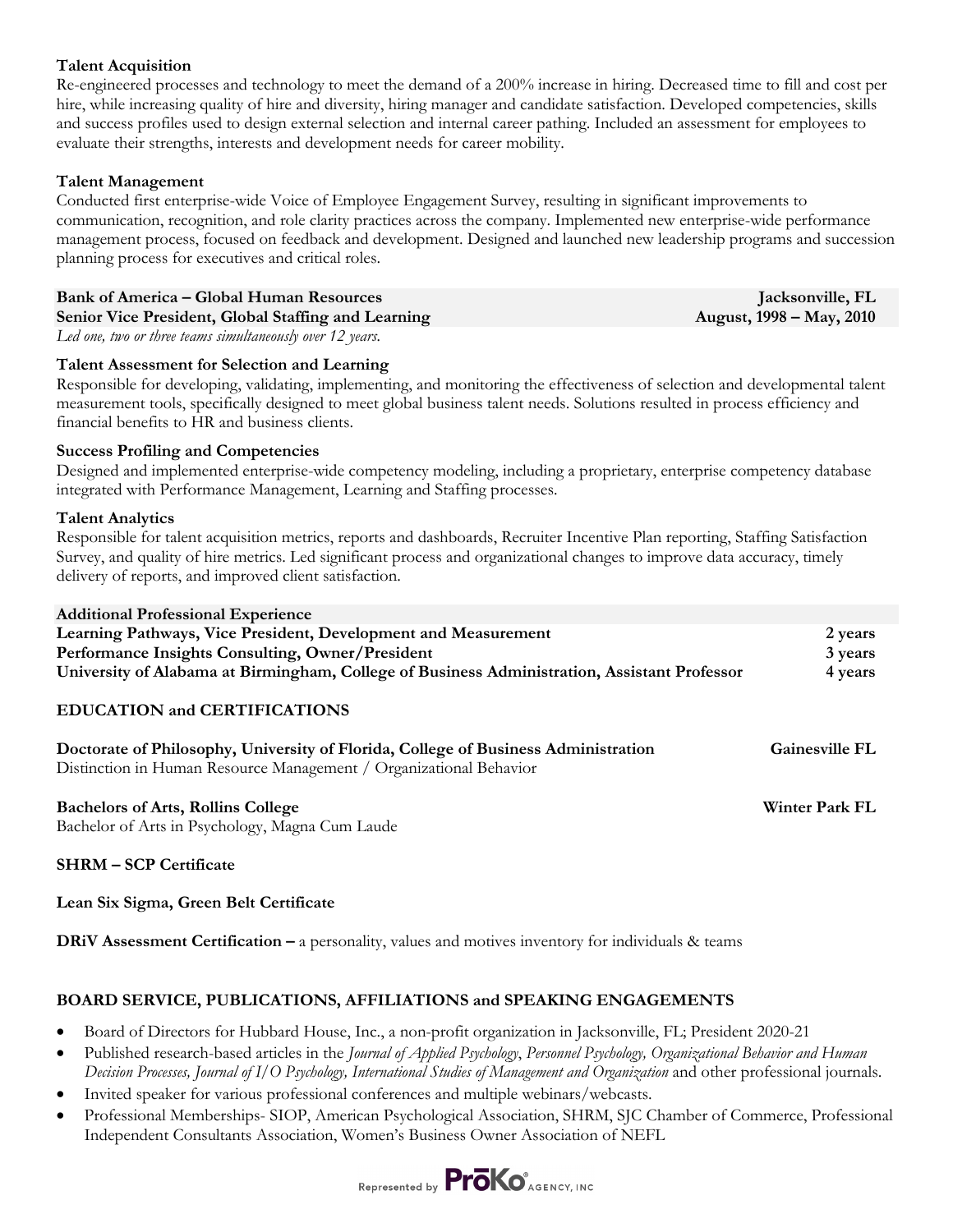**Talent Acquisition**
Re-engineered processes and technology to meet the demand of a 200% increase in hiring. Decreased time to fill and cost per hire, while increasing quality of hire and diversity, hiring manager and candidate satisfaction. Developed competencies, skills and success profiles used to design external selection and internal career pathing. Included an assessment for employees to evaluate their strengths, interests and development needs for career mobility.

**Talent Management**
Conducted first enterprise-wide Voice of Employee Engagement Survey, resulting in significant improvements to communication, recognition, and role clarity practices across the company. Implemented new enterprise-wide performance management process, focused on feedback and development. Designed and launched new leadership programs and succession planning process for executives and critical roles.

**Bank of America – Global Human Resources** — **Jacksonville, FL**
**Senior Vice President, Global Staffing and Learning** — **August, 1998 – May, 2010**
*Led one, two or three teams simultaneously over 12 years.*

**Talent Assessment for Selection and Learning**
Responsible for developing, validating, implementing, and monitoring the effectiveness of selection and developmental talent measurement tools, specifically designed to meet global business talent needs. Solutions resulted in process efficiency and financial benefits to HR and business clients.

**Success Profiling and Competencies**
Designed and implemented enterprise-wide competency modeling, including a proprietary, enterprise competency database integrated with Performance Management, Learning and Staffing processes.

**Talent Analytics**
Responsible for talent acquisition metrics, reports and dashboards, Recruiter Incentive Plan reporting, Staffing Satisfaction Survey, and quality of hire metrics. Led significant process and organizational changes to improve data accuracy, timely delivery of reports, and improved client satisfaction.

**Additional Professional Experience**

- **Learning Pathways, Vice President, Development and Measurement** — **2 years**
- **Performance Insights Consulting, Owner/President** — **3 years**
- **University of Alabama at Birmingham, College of Business Administration, Assistant Professor** — **4 years**

## EDUCATION and CERTIFICATIONS

**Doctorate of Philosophy, University of Florida, College of Business Administration** — **Gainesville FL**
Distinction in Human Resource Management / Organizational Behavior

**Bachelors of Arts, Rollins College** — **Winter Park FL**
Bachelor of Arts in Psychology, Magna Cum Laude

**SHRM – SCP Certificate**

**Lean Six Sigma, Green Belt Certificate**

**DRiV Assessment Certification –** a personality, values and motives inventory for individuals & teams

## BOARD SERVICE, PUBLICATIONS, AFFILIATIONS and SPEAKING ENGAGEMENTS

- Board of Directors for Hubbard House, Inc., a non-profit organization in Jacksonville, FL; President 2020-21
- Published research-based articles in the *Journal of Applied Psychology*, *Personnel Psychology, Organizational Behavior and Human Decision Processes, Journal of I/O Psychology, International Studies of Management and Organization* and other professional journals.
- Invited speaker for various professional conferences and multiple webinars/webcasts.
- Professional Memberships- SIOP, American Psychological Association, SHRM, SJC Chamber of Commerce, Professional Independent Consultants Association, Women's Business Owner Association of NEFL

Represented by ProKo Agency, Inc